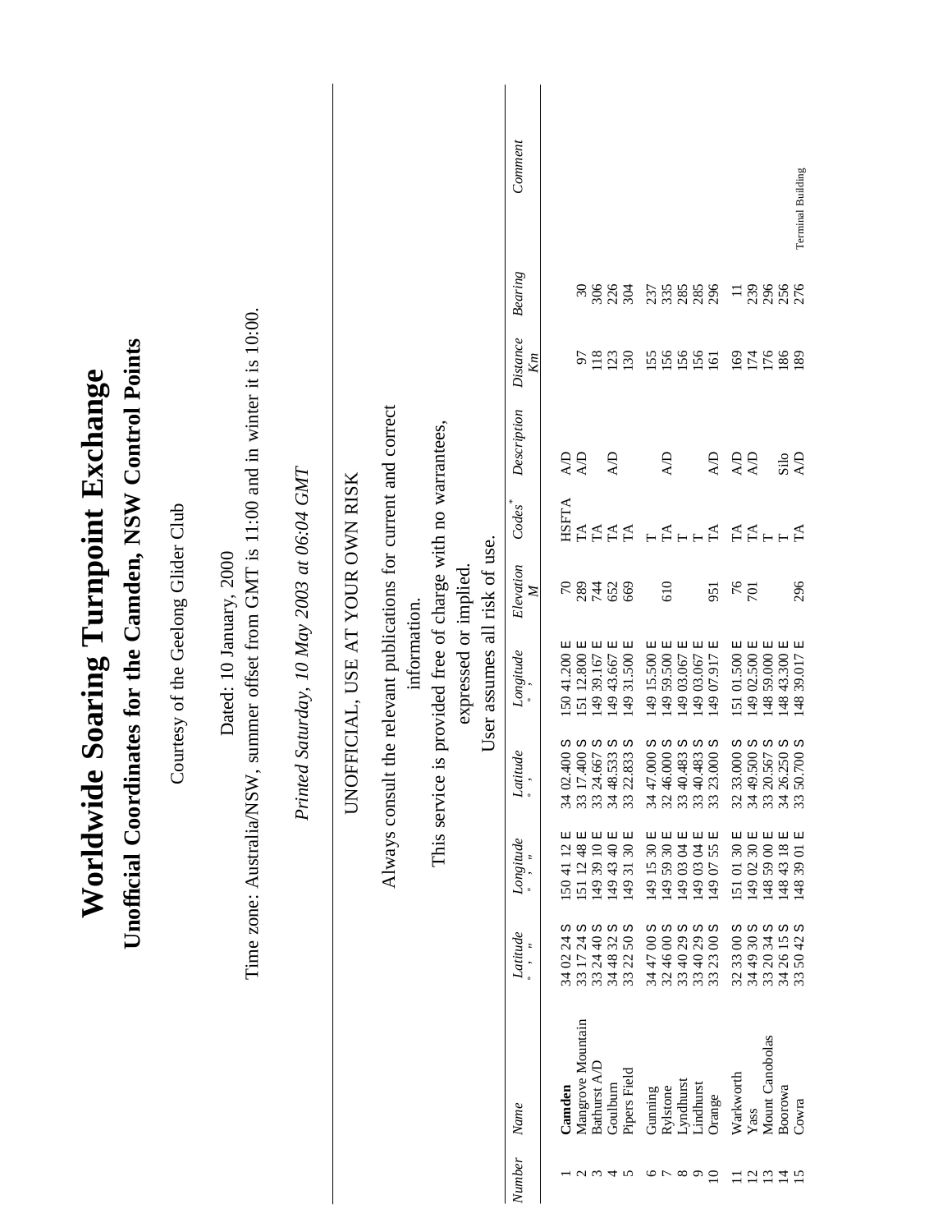# Worldwide Soaring Turnpoint Exchange

## Unofficial Coordinates for the Camden, NSW Control Points

Courtesy of the Geelong Glider Club

Dated: 10 January, 2000

Time zone: Australia/NSW, summer offset from GMT is 11:00 and in winter it is 10:00.

*Printed Saturday, 10 May 2003 at 06:04 GMT*

---

UNOFFICIAL, USE AT YOUR OWN RISK

Always consult the relevant publications for current and correct information.

This service is provided free of charge with no warranties, expressed or implied. User assumes all risk of use.

| *Number* | *Name* | *Latitude* ° ' " | *Longitude* ° ' " | *Latitude* ° ' | *Longitude* ° ' | *Elevation M* | *Codes** | *Description* | *Distance Km* | *Bearing* | *Comment* |
|---|---|---|---|---|---|---|---|---|---|---|---|
| 1 | **Camden** | 34 02 24 S | 150 41 12 E | 34 02.400 S | 150 41.200 E | 70 | HSFTA | A/D | | | |
| 2 | Mangrove Mountain | 33 17 24 S | 151 12 48 E | 33 17.400 S | 151 12.800 E | 289 | TA | A/D | 97 | 30 | |
| 3 | Bathurst A/D | 33 24 40 S | 149 39 10 E | 33 24.667 S | 149 39.167 E | 744 | TA | | 118 | 306 | |
| 4 | Goulburn | 34 48 32 S | 149 43 40 E | 34 48.533 S | 149 43.667 E | 652 | TA | A/D | 123 | 226 | |
| 5 | Pipers Field | 33 22 50 S | 149 31 30 E | 33 22.833 S | 149 31.500 E | 669 | TA | | 130 | 304 | |
| 6 | Gunning | 34 47 00 S | 149 15 30 E | 34 47.000 S | 149 15.500 E | | T | | 155 | 237 | |
| 7 | Rylstone | 32 46 00 S | 149 59 30 E | 32 46.000 S | 149 59.500 E | 610 | TA | A/D | 156 | 335 | |
| 8 | Lyndhurst | 33 40 29 S | 149 03 04 E | 33 40.483 S | 149 03.067 E | | T | | 156 | 285 | |
| 9 | Lindhurst | 33 40 29 S | 149 03 04 E | 33 40.483 S | 149 03.067 E | | T | | 156 | 285 | |
| 10 | Orange | 33 23 00 S | 149 07 55 E | 33 23.000 S | 149 07.917 E | 951 | TA | A/D | 161 | 296 | |
| 11 | Warkworth | 32 33 00 S | 151 01 30 E | 32 33.000 S | 151 01.500 E | 76 | TA | A/D | 169 | 11 | |
| 12 | Yass | 34 49 30 S | 149 02 30 E | 34 49.500 S | 149 02.500 E | 701 | TA | A/D | 174 | 239 | |
| 13 | Mount Canobolas | 33 20 34 S | 148 59 00 E | 33 20.567 S | 148 59.000 E | | T | | 176 | 296 | |
| 14 | Boorowa | 34 26 15 S | 148 43 18 E | 34 26.250 S | 148 43.300 E | | T | Silo | 186 | 256 | |
| 15 | Cowra | 33 50 42 S | 148 39 01 E | 33 50.700 S | 148 39.017 E | 296 | TA | A/D | 189 | 276 | Terminal Building |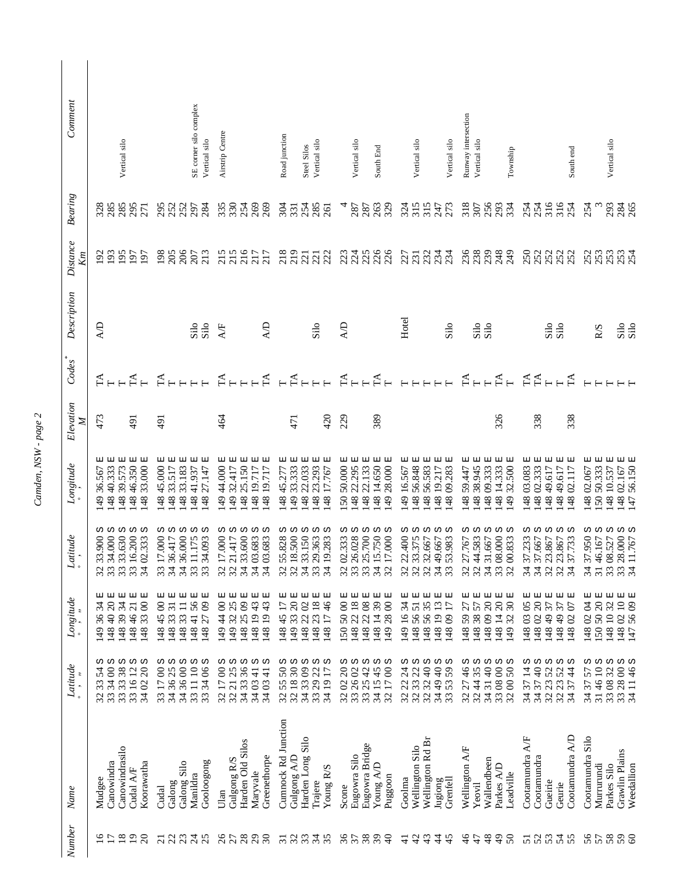| Number | Name | Latitude ° ' " | Longitude ° ' " | Latitude ° ' | Longitude ° ' | Elevation M | Codes* | Description | Distance Km | Bearing | Comment |
|---|---|---|---|---|---|---|---|---|---|---|---|
| 16 | Mudgee | 32 33 54 S | 149 36 34 E | 32 33.900 S | 149 36.567 E | 473 | TA | A/D | 192 | 328 | |
| 17 | Canowindra | 33 34 00 S | 148 40 20 E | 33 34.000 S | 148 40.333 E | | T | | 193 | 285 | |
| 18 | Canowindrasilo | 33 33 38 S | 148 39 34 E | 33 33.630 S | 148 39.573 E | | T | | 195 | 285 | Vertical silo |
| 19 | Cudal A/F | 33 16 12 S | 148 46 21 E | 33 16.200 S | 148 46.350 E | 491 | TA | | 197 | 295 | |
| 20 | Koorawatha | 34 02 20 S | 148 33 00 E | 34 02.333 S | 148 33.000 E | | T | | 197 | 271 | |
| 21 | Cudal | 33 17 00 S | 148 45 00 E | 33 17.000 S | 148 45.000 E | 491 | TA | | 198 | 295 | |
| 22 | Galong | 34 36 25 S | 148 33 31 E | 34 36.417 S | 148 33.517 E | | T | | 205 | 252 | |
| 23 | Galong Silo | 34 36 00 S | 148 33 11 E | 34 36.000 S | 148 33.183 E | | T | | 206 | 252 | |
| 24 | Manildra | 33 11 10 S | 148 41 56 E | 33 11.175 S | 148 41.937 E | | T | Silo | 207 | 297 | SE corner silo complex |
| 25 | Gooloogong | 33 34 06 S | 148 27 09 E | 33 34.093 S | 148 27.147 E | | T | Silo | 213 | 284 | Vertical silo |
| 26 | Ulan | 32 17 00 S | 149 44 00 E | 32 17.000 S | 149 44.000 E | 464 | TA | A/F | 215 | 335 | Airstrip Centre |
| 27 | Gulgong R/S | 32 21 25 S | 149 32 25 E | 32 21.417 S | 149 32.417 E | | T | | 215 | 330 | |
| 28 | Harden Old Silos | 34 33 36 S | 148 25 09 E | 34 33.600 S | 148 25.150 E | | T | | 216 | 254 | |
| 29 | Maryvale | 34 03 41 S | 148 19 43 E | 34 03.683 S | 148 19.717 E | | T | | 217 | 269 | |
| 30 | Greenethorpe | 34 03 41 S | 148 19 43 E | 34 03.683 S | 148 19.717 E | | TA | A/D | 217 | 269 | |
| 31 | Cumnock Rd Junction | 32 55 50 S | 148 45 17 E | 32 55.828 S | 148 45.277 E | | T | | 218 | 304 | Road junction |
| 32 | Gulgong A/D | 32 18 30 S | 149 33 20 E | 32 18.500 S | 149 33.333 E | 471 | TA | | 219 | 331 | |
| 33 | Harden Long Silo | 34 33 09 S | 148 22 02 E | 34 33.150 S | 148 22.033 E | | T | | 221 | 254 | Steel Silos |
| 34 | Trajere | 33 29 22 S | 148 23 18 E | 33 29.363 S | 148 23.293 E | 420 | T | Silo | 221 | 285 | Vertical silo |
| 35 | Young R/S | 34 19 17 S | 148 17 46 E | 34 19.283 S | 148 17.767 E | | T | | 222 | 261 | |
| 36 | Scone | 32 02 20 S | 150 50 00 E | 32 02.333 S | 150 50.000 E | 229 | TA | A/D | 223 | 4 | |
| 37 | Eugowra Silo | 33 26 02 S | 148 22 18 E | 33 26.028 S | 148 22.295 E | | T | | 224 | 287 | Vertical silo |
| 38 | Eugowra Bridge | 33 25 42 S | 148 22 08 E | 33 25.700 S | 148 22.133 E | | T | | 225 | 287 | |
| 39 | Young A/D | 34 15 45 S | 148 14 39 E | 34 15.750 S | 148 14.650 E | 389 | TA | | 226 | 263 | South End |
| 40 | Puggoon | 32 17 00 S | 149 28 00 E | 32 17.000 S | 149 28.000 E | | T | | 226 | 329 | |
| 41 | Goolma | 32 22 24 S | 149 16 34 E | 32 22.400 S | 149 16.567 E | | T | Hotel | 227 | 324 | |
| 42 | Wellington Silo | 32 33 22 S | 148 56 51 E | 32 33.375 S | 148 56.848 E | | T | | 231 | 315 | Vertical silo |
| 43 | Wellington Rd Br | 32 32 40 S | 148 56 35 E | 32 32.667 S | 148 56.583 E | | T | | 232 | 315 | |
| 44 | Jugiong | 34 49 40 S | 148 19 13 E | 34 49.667 S | 148 19.217 E | | T | | 234 | 247 | |
| 45 | Grenfell | 33 53 59 S | 148 09 17 E | 33 53.983 S | 148 09.283 E | | T | Silo | 234 | 273 | Vertical silo |
| 46 | Wellington A/F | 32 27 46 S | 148 59 27 E | 32 27.767 S | 148 59.447 E | | TA | | 236 | 318 | Runway intersection |
| 47 | Yeovil | 32 44 35 S | 148 38 57 E | 32 44.583 S | 148 38.945 E | | T | Silo | 238 | 307 | Vertical silo |
| 48 | Wallendbeen | 34 31 40 S | 148 09 20 E | 34 31.667 S | 148 09.333 E | | T | Silo | 239 | 256 | |
| 49 | Parkes A/D | 33 08 00 S | 148 14 20 E | 33 08.000 S | 148 14.333 E | 326 | TA | | 248 | 293 | |
| 50 | Leadville | 32 00 50 S | 149 32 30 E | 32 00.833 S | 149 32.500 E | | T | | 249 | 334 | Township |
| 51 | Cootamundra A/F | 34 37 14 S | 148 03 05 E | 34 37.233 S | 148 03.083 E | | TA | | 250 | 254 | |
| 52 | Cootamundra | 34 37 40 S | 148 02 20 E | 34 37.667 S | 148 02.333 E | 338 | TA | | 252 | 254 | |
| 53 | Gueirie | 32 23 52 S | 148 49 37 E | 32 23.867 S | 148 49.617 E | | T | Silo | 252 | 316 | |
| 54 | Geurie | 32 23 52 S | 148 49 37 E | 32 23.867 S | 148 49.617 E | | T | Silo | 252 | 316 | |
| 55 | Cootamundra A/D | 34 37 44 S | 148 02 07 E | 34 37.733 S | 148 02.117 E | 338 | TA | | 252 | 254 | South end |
| 56 | Cootamundra Silo | 34 37 57 S | 148 02 04 E | 34 37.950 S | 148 02.067 E | | T | | 252 | 254 | |
| 57 | Murrurundi | 31 46 10 S | 150 50 20 E | 31 46.167 S | 150 50.333 E | | T | R/S | 253 | 3 | |
| 58 | Parkes Silo | 33 08 32 S | 148 10 32 E | 33 08.527 S | 148 10.537 E | | T | | 253 | 293 | Vertical silo |
| 59 | Grawlin Plains | 33 28 00 S | 148 02 10 E | 33 28.000 S | 148 02.167 E | | T | Silo | 253 | 284 | |
| 60 | Weedallion | 34 11 46 S | 147 56 09 E | 34 11.767 S | 147 56.150 E | | T | Silo | 254 | 265 | |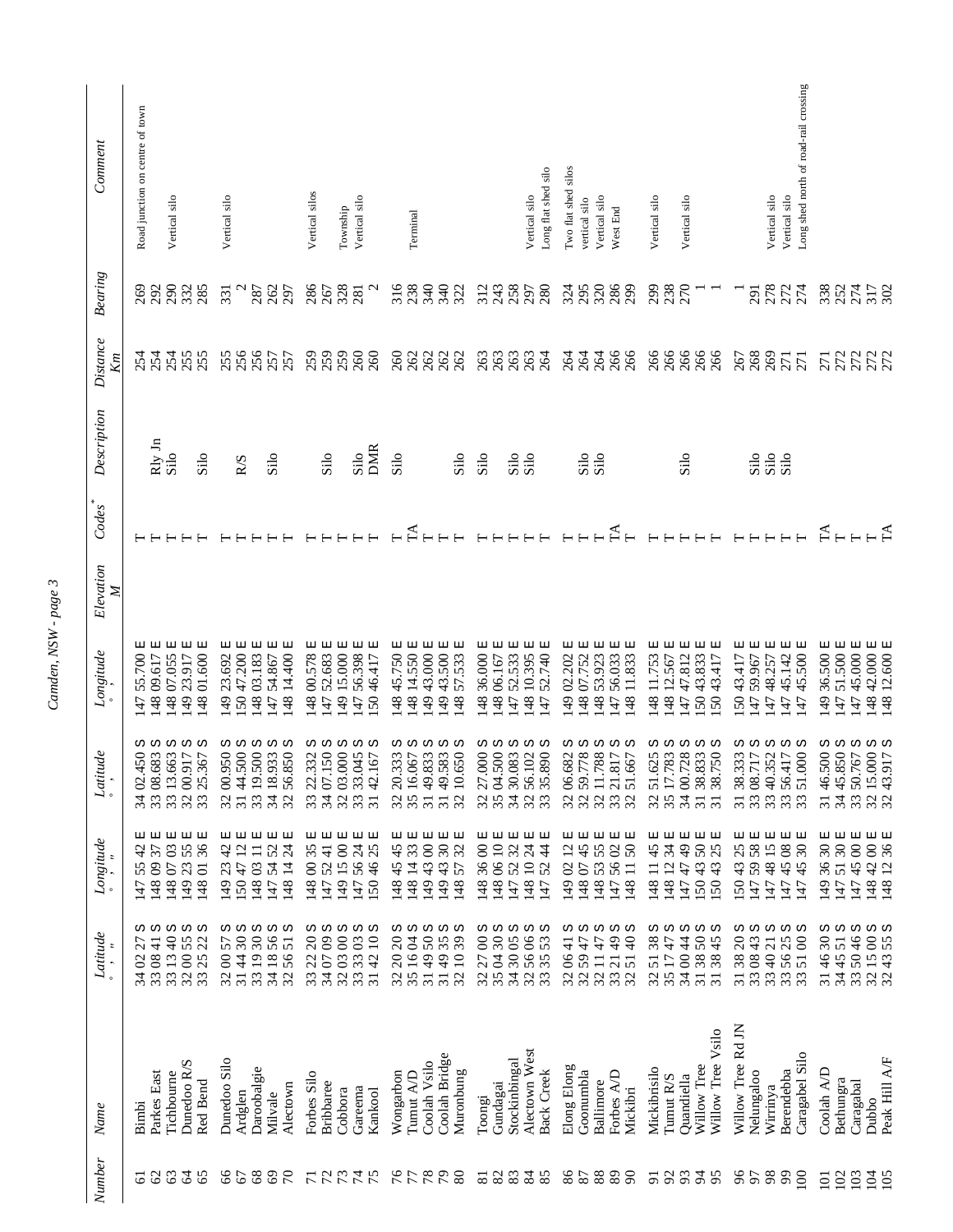| Number | Name | Latitude ° ' " | Longitude ° ' " | Latitude ° ' | Longitude ° ' | Elevation M | Codes* | Description | Distance Km | Bearing | Comment |
|---|---|---|---|---|---|---|---|---|---|---|---|
| 61 | Bimbi | 34 02 27 S | 147 55 42 E | 34 02.450 S | 147 55.700 E | | T | | 254 | 269 | Road junction on centre of town |
| 62 | Parkes East | 33 08 41 S | 148 09 37 E | 33 08.683 S | 148 09.617 E | | T | Rly Jn | 254 | 292 | |
| 63 | Tichbourne | 33 13 40 S | 148 07 03 E | 33 13.663 S | 148 07.055 E | | T | Silo | 254 | 290 | Vertical silo |
| 64 | Dunedoo R/S | 32 00 55 S | 149 23 55 E | 32 00.917 S | 149 23.917 E | | T | | 255 | 332 | |
| 65 | Red Bend | 33 25 22 S | 148 01 36 E | 33 25.367 S | 148 01.600 E | | T | Silo | 255 | 285 | |
| 66 | Dunedoo Silo | 32 00 57 S | 149 23 42 E | 32 00.950 S | 149 23.692 E | | T | | 255 | 331 | Vertical silo |
| 67 | Ardglen | 31 44 30 S | 150 47 12 E | 31 44.500 S | 150 47.200 E | | T | R/S | 256 | 2 | |
| 68 | Daroobalgie | 33 19 30 S | 148 03 11 E | 33 19.500 S | 148 03.183 E | | T | | 256 | 287 | |
| 69 | Milvale | 34 18 56 S | 147 54 52 E | 34 18.933 S | 147 54.867 E | | T | Silo | 257 | 262 | |
| 70 | Alectown | 32 56 51 S | 148 14 24 E | 32 56.850 S | 148 14.400 E | | T | | 257 | 297 | |
| 71 | Forbes Silo | 33 22 20 S | 148 00 35 E | 33 22.332 S | 148 00.578 E | | T | | 259 | 286 | Vertical silos |
| 72 | Bribbaree | 34 07 09 S | 147 52 41 E | 34 07.150 S | 147 52.683 E | | T | Silo | 259 | 267 | |
| 73 | Cobbora | 32 03 00 S | 149 15 00 E | 32 03.000 S | 149 15.000 E | | T | | 259 | 328 | Township |
| 74 | Gareema | 33 33 03 S | 147 56 24 E | 33 33.045 S | 147 56.398 E | | T | Silo | 260 | 281 | Vertical silo |
| 75 | Kankool | 31 42 10 S | 150 46 25 E | 31 42.167 S | 150 46.417 E | | T | DMR | 260 | 2 | |
| 76 | Wongarbon | 32 20 20 S | 148 45 45 E | 32 20.333 S | 148 45.750 E | | T | Silo | 260 | 316 | |
| 77 | Tumut A/D | 35 16 04 S | 148 14 33 E | 35 16.067 S | 148 14.550 E | | TA | | 262 | 238 | Terminal |
| 78 | Coolah Vsilo | 31 49 50 S | 149 43 00 E | 31 49.833 S | 149 43.000 E | | T | | 262 | 340 | |
| 79 | Coolah Bridge | 31 49 35 S | 149 43 30 E | 31 49.583 S | 149 43.500 E | | T | Silo | 262 | 340 | |
| 80 | Muronbung | 32 10 39 S | 148 57 32 E | 32 10.650 S | 148 57.533 E | | T | | 262 | 322 | |
| 81 | Toongi | 32 27 00 S | 148 36 00 E | 32 27.000 S | 148 36.000 E | | T | Silo | 263 | 312 | |
| 82 | Gundagai | 35 04 30 S | 148 06 10 E | 35 04.500 S | 148 06.167 E | | T | | 263 | 243 | |
| 83 | Stockinbingal | 34 30 05 S | 147 52 32 E | 34 30.083 S | 147 52.533 E | | T | Silo | 263 | 258 | |
| 84 | Alectown West | 32 56 06 S | 148 10 24 E | 32 56.102 S | 148 10.395 E | | T | Silo | 263 | 297 | Vertical silo |
| 85 | Back Creek | 33 35 53 S | 147 52 44 E | 33 35.890 S | 147 52.740 E | | T | | 264 | 280 | Long flat shed silo |
| 86 | Elong Elong | 32 06 41 S | 149 02 12 E | 32 06.682 S | 149 02.202 E | | T | | 264 | 324 | Two flat shed silos |
| 87 | Goonumbla | 32 59 47 S | 148 07 45 E | 32 59.778 S | 148 07.752 E | | T | Silo | 264 | 295 | vertical silo |
| 88 | Ballimore | 32 11 47 S | 148 53 55 E | 32 11.788 S | 148 53.923 E | | T | Silo | 264 | 320 | Vertical silo |
| 89 | Forbes A/D | 33 21 49 S | 147 56 02 E | 33 21.817 S | 147 56.033 E | | TA | | 266 | 286 | West End |
| 90 | Mickibri | 32 51 40 S | 148 11 50 E | 32 51.667 S | 148 11.833 E | | T | | 266 | 299 | |
| 91 | Mickibrisilo | 32 51 38 S | 148 11 45 E | 32 51.625 S | 148 11.753 E | | T | | 266 | 299 | Vertical silo |
| 92 | Tumut R/S | 35 17 47 S | 148 12 34 E | 35 17.783 S | 148 12.567 E | | T | | 266 | 238 | |
| 93 | Quandialla | 34 00 44 S | 147 47 49 E | 34 00.728 S | 147 47.812 E | | T | Silo | 266 | 270 | Vertical silo |
| 94 | Willow Tree | 31 38 50 S | 150 43 50 E | 31 38.833 S | 150 43.833 E | | T | | 266 | 1 | |
| 95 | Willow Tree Vsilo | 31 38 45 S | 150 43 25 E | 31 38.750 S | 150 43.417 E | | T | | 266 | 1 | |
| 96 | Willow Tree Rd JN | 31 38 20 S | 150 43 25 E | 31 38.333 S | 150 43.417 E | | T | | 267 | 1 | |
| 97 | Nelungaloo | 33 08 43 S | 147 59 58 E | 33 08.717 S | 147 59.967 E | | T | Silo | 268 | 291 | |
| 98 | Wirrinya | 33 40 21 S | 147 48 15 E | 33 40.352 S | 147 48.257 E | | T | Silo | 269 | 278 | Vertical silo |
| 99 | Berendebba | 33 56 25 S | 147 45 08 E | 33 56.417 S | 147 45.142 E | | T | Silo | 271 | 272 | Vertical silo |
| 100 | Caragabel Silo | 33 51 00 S | 147 45 30 E | 33 51.000 S | 147 45.500 E | | T | | 271 | 274 | Long shed north of road-rail crossing |
| 101 | Coolah A/D | 31 46 30 S | 149 36 30 E | 31 46.500 S | 149 36.500 E | | TA | | 271 | 338 | |
| 102 | Bethungra | 34 45 51 S | 147 51 30 E | 34 45.850 S | 147 51.500 E | | T | | 272 | 252 | |
| 103 | Caragabal | 33 50 46 S | 147 45 00 E | 33 50.767 S | 147 45.000 E | | T | | 272 | 274 | |
| 104 | Dubbo | 32 15 00 S | 148 42 00 E | 32 15.000 S | 148 42.000 E | | T | | 272 | 317 | |
| 105 | Peak Hill A/F | 32 43 55 S | 148 12 36 E | 32 43.917 S | 148 12.600 E | | TA | | 272 | 302 | |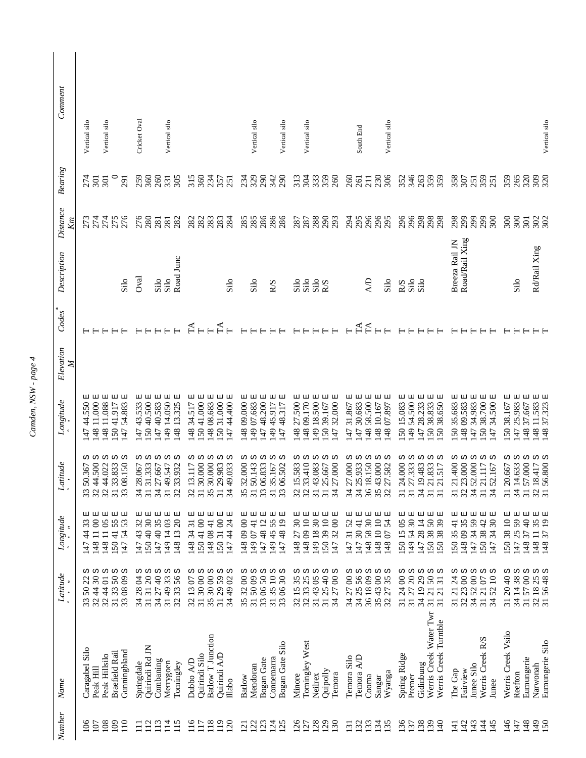| Number | Name | Latitude ° ′ ″ | Longitude ° ′ ″ | Latitude ° ′ | Longitude ° ′ | Elevation M | Codes* | Description | Distance Km | Bearing | Comment |
|---|---|---|---|---|---|---|---|---|---|---|---|
| 106 | Caragabel Silo | 33 50 22 S | 147 44 33 E | 33 50.367 S | 147 44.550 E | | T | | 273 | 274 | Vertical silo |
| 107 | Peak Hill | 32 44 30 S | 148 11 00 E | 32 44.500 S | 148 11.000 E | | T | | 274 | 301 | |
| 108 | Peak Hillsilo | 32 44 01 S | 148 11 05 E | 32 44.022 S | 148 11.088 E | | T | | 274 | 301 | Vertical silo |
| 109 | Braefield Rail | 31 33 50 S | 150 41 55 E | 31 33.833 S | 150 41.917 E | | T | | 275 | 0 | |
| 110 | Gunningbland | 33 08 09 S | 147 54 53 E | 33 08.150 S | 147 54.883 E | | T | Silo | 276 | 291 | |
| 111 | Springdale | 34 28 04 S | 147 43 32 E | 34 28.067 S | 147 43.533 E | | T | Oval | 276 | 259 | Cricket Oval |
| 112 | Quirindi Rd JN | 31 31 20 S | 150 40 30 E | 31 31.333 S | 150 40.500 E | | T | | 280 | 360 | |
| 113 | Combaning | 34 27 40 S | 147 40 35 E | 34 27.667 S | 147 40.583 E | | T | Silo | 281 | 260 | |
| 114 | Merrygoen | 31 49 33 S | 149 14 03 E | 31 49.547 S | 149 14.050 E | | T | Silo | 281 | 331 | Vertical silo |
| 115 | Tomingley | 32 33 56 S | 148 13 20 E | 32 33.932 S | 148 13.325 E | | T | Road Junc | 282 | 305 | |
| 116 | Dubbo A/D | 32 13 07 S | 148 34 31 E | 32 13.117 S | 148 34.517 E | | TA | | 282 | 315 | |
| 117 | Quirindi Silo | 31 30 00 S | 150 41 00 E | 31 30.000 S | 150 41.000 E | | T | | 282 | 360 | |
| 118 | Batlow T Junction | 35 30 00 S | 148 08 41 E | 35 30.000 S | 148 08.683 E | | T | | 283 | 234 | |
| 119 | Quirindi A/D | 31 29 59 S | 150 31 00 E | 31 29.983 S | 150 31.000 E | | TA | | 283 | 357 | |
| 120 | Illabo | 34 49 02 S | 147 44 24 E | 34 49.033 S | 147 44.400 E | | T | Silo | 284 | 251 | |
| 121 | Batlow | 35 32 00 S | 148 09 00 E | 35 32.000 S | 148 09.000 E | | T | | 285 | 234 | |
| 122 | Mendoran | 31 50 09 S | 149 07 41 E | 31 50.143 S | 149 07.683 E | | T | Silo | 285 | 329 | Vertical silo |
| 123 | Bogan Gate | 33 06 50 S | 147 48 12 E | 33 06.833 S | 147 48.200 E | | T | | 286 | 290 | |
| 124 | Connemarra | 31 35 10 S | 149 45 55 E | 31 35.167 S | 149 45.917 E | | T | R/S | 286 | 342 | |
| 125 | Bogan Gate Silo | 33 06 30 S | 147 48 19 E | 33 06.502 S | 147 48.317 E | | T | | 286 | 290 | Vertical silo |
| 126 | Minore | 32 15 35 S | 148 27 30 E | 32 15.583 S | 148 27.500 E | | T | Silo | 287 | 313 | |
| 127 | Tomingley West | 32 33 25 S | 148 09 10 E | 32 33.410 S | 148 09.170 E | | T | Silo | 287 | 304 | Vertical silo |
| 128 | Neilrex | 31 43 05 S | 149 18 30 E | 31 43.083 S | 149 18.500 E | | T | Silo | 288 | 333 | |
| 129 | Quipolly | 31 25 40 S | 150 39 10 E | 31 25.667 S | 150 39.167 E | | T | R/S | 290 | 359 | |
| 130 | Temora | 34 27 00 S | 147 32 00 E | 34 27.000 S | 147 32.000 E | | T | | 293 | 260 | |
| 131 | Temora Silo | 34 27 00 S | 147 31 52 E | 34 27.000 S | 147 31.867 E | | T | | 294 | 260 | |
| 132 | Temora A/D | 34 25 56 S | 147 30 41 E | 34 25.933 S | 147 30.683 E | | TA | | 295 | 261 | South End |
| 133 | Cooma | 36 18 09 S | 148 58 30 E | 36 18.150 S | 148 58.500 E | | TA | A/D | 296 | 211 | |
| 134 | Sangar | 35 43 00 S | 148 10 10 E | 35 43.000 S | 148 10.167 E | | T | | 296 | 230 | |
| 135 | Wyanga | 32 27 35 S | 148 07 54 E | 32 27.582 S | 148 07.897 E | | T | Silo | 295 | 306 | Vertical silo |
| 136 | Spring Ridge | 31 24 00 S | 150 15 05 E | 31 24.000 S | 150 15.083 E | | T | R/S | 296 | 352 | |
| 137 | Premer | 31 27 20 S | 149 54 30 E | 31 27.333 S | 149 54.500 E | | T | Silo | 296 | 346 | |
| 138 | Gidinbung | 34 19 29 S | 147 28 14 E | 34 19.483 S | 147 28.233 E | | T | Silo | 298 | 263 | |
| 139 | Werris Creek Water Twr | 31 21 50 S | 150 38 50 E | 31 21.833 S | 150 38.833 E | | T | | 298 | 359 | |
| 140 | Werris Creek Turntble | 31 21 31 S | 150 38 39 E | 31 21.517 S | 150 38.650 E | | T | | 298 | 359 | |
| 141 | The Gap | 31 21 24 S | 150 35 41 E | 31 21.400 S | 150 35.683 E | | T | Breeza Rail JN | 298 | 358 | |
| 142 | Fairview | 32 23 00 S | 148 09 35 E | 32 23.000 S | 148 09.583 E | | T | Road/Rail Xing | 299 | 307 | |
| 143 | Junee Silo | 34 52 00 S | 147 34 59 E | 34 52.000 S | 147 34.983 E | | T | | 299 | 251 | |
| 144 | Werris Creek R/S | 31 21 07 S | 150 38 42 E | 31 21.117 S | 150 38.700 E | | T | | 299 | 359 | |
| 145 | Junee | 34 52 10 S | 147 34 30 E | 34 52.167 S | 147 34.500 E | | T | | 300 | 251 | |
| 146 | Werris Creek Vsilo | 31 20 40 S | 150 38 10 E | 31 20.667 S | 150 38.167 E | | T | | 300 | 359 | |
| 147 | Reefton | 34 14 38 S | 147 25 59 E | 34 14.633 S | 147 25.983 E | | T | Silo | 300 | 265 | |
| 148 | Eumungerie | 31 57 00 S | 148 37 40 E | 31 57.000 S | 148 37.667 E | | T | | 301 | 320 | |
| 149 | Narwonah | 32 18 25 S | 148 11 35 E | 32 18.417 S | 148 11.583 E | | T | Rd/Rail Xing | 302 | 309 | |
| 150 | Eumungerie Silo | 31 56 48 S | 148 37 19 E | 31 56.800 S | 148 37.323 E | | T | | 302 | 320 | Vertical silo |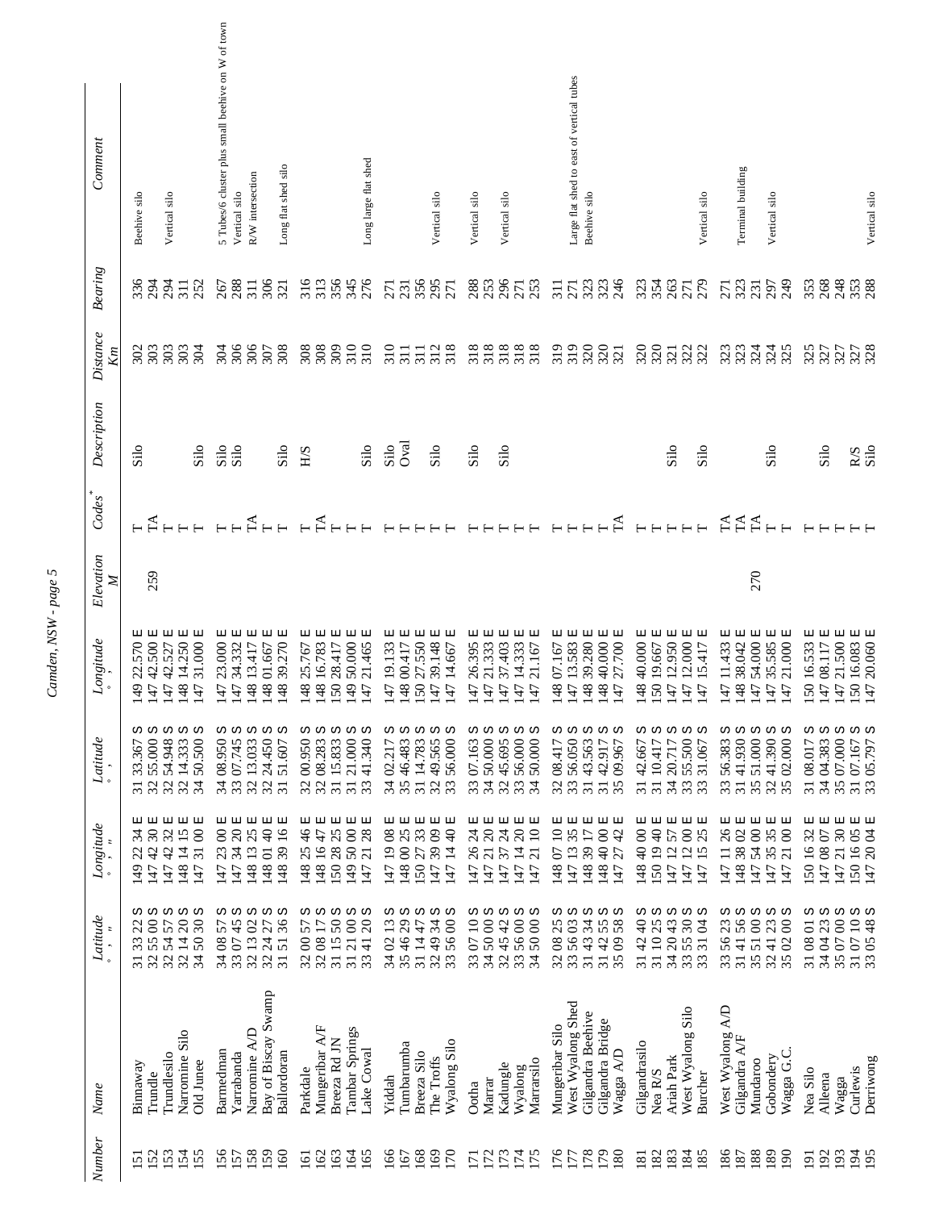| Number | Name | Latitude ° ' " | Longitude ° ' " | Latitude ° ' | Longitude ° ' | Elevation M | Codes* | Description | Distance Km | Bearing | Comment |
|---|---|---|---|---|---|---|---|---|---|---|---|
| 151 | Binnaway | 31 33 22 S | 149 22 34 E | 31 33.367 S | 149 22.570 E | | T | Silo | 302 | 336 | Beehive silo |
| 152 | Trundle | 32 55 00 S | 147 42 30 E | 32 55.000 S | 147 42.500 E | 259 | TA | | 303 | 294 | |
| 153 | Trundlesilo | 32 54 57 S | 147 42 32 E | 32 54.948 S | 147 42.527 E | | T | | 303 | 294 | Vertical silo |
| 154 | Narromine Silo | 32 14 20 S | 148 14 15 E | 32 14.333 S | 148 14.250 E | | T | | 303 | 311 | |
| 155 | Old Junee | 34 50 30 S | 147 31 00 E | 34 50.500 S | 147 31.000 E | | T | Silo | 304 | 252 | |
| 156 | Barmedman | 34 08 57 S | 147 23 00 E | 34 08.950 S | 147 23.000 E | | T | Silo | 304 | 267 | 5 Tubes/6 cluster plus small beehive on W of town |
| 157 | Yarrabanda | 33 07 45 S | 147 34 20 E | 33 07.745 S | 147 34.332 E | | T | Silo | 306 | 288 | Vertical silo |
| 158 | Narromine A/D | 32 13 02 S | 148 13 25 E | 32 13.033 S | 148 13.417 E | | TA | | 306 | 311 | R/W intersection |
| 159 | Bay of Biscay Swamp | 32 24 27 S | 148 01 40 E | 32 24.450 S | 148 01.667 E | | T | | 307 | 306 | |
| 160 | Ballordoran | 31 51 36 S | 148 39 16 E | 31 51.607 S | 148 39.270 E | | T | Silo | 308 | 321 | Long flat shed silo |
| 161 | Parkdale | 32 00 57 S | 148 25 46 E | 32 00.950 S | 148 25.767 E | | T | H/S | 308 | 316 | |
| 162 | Mungeribar A/F | 32 08 17 S | 148 16 47 E | 32 08.283 S | 148 16.783 E | | TA | | 308 | 313 | |
| 163 | Breeza Rd JN | 31 15 50 S | 150 28 25 E | 31 15.833 S | 150 28.417 E | | T | | 309 | 356 | |
| 164 | Tambar Springs | 31 21 00 S | 149 50 00 E | 31 21.000 S | 149 50.000 E | | T | | 310 | 345 | |
| 165 | Lake Cowal | 33 41 20 S | 147 21 28 E | 33 41.340 S | 147 21.465 E | | T | Silo | 310 | 276 | Long large flat shed |
| 166 | Yiddah | 34 02 13 S | 147 19 08 E | 34 02.217 S | 147 19.133 E | | T | Silo | 310 | 271 | |
| 167 | Tumbarumba | 35 46 29 S | 148 00 25 E | 35 46.483 S | 148 00.417 E | | T | Oval | 311 | 231 | |
| 168 | Breeza Silo | 31 14 47 S | 150 27 33 E | 31 14.783 S | 150 27.550 E | | T | | 311 | 356 | |
| 169 | The Troffs | 32 49 34 S | 147 39 09 E | 32 49.565 S | 147 39.148 E | | T | Silo | 312 | 295 | Vertical silo |
| 170 | Wyalong Silo | 33 56 00 S | 147 14 40 E | 33 56.000 S | 147 14.667 E | | T | | 318 | 271 | |
| 171 | Ootha | 33 07 10 S | 147 26 24 E | 33 07.163 S | 147 26.395 E | | T | Silo | 318 | 288 | Vertical silo |
| 172 | Marrar | 34 50 00 S | 147 21 20 E | 34 50.000 S | 147 21.333 E | | T | | 318 | 253 | |
| 173 | Kadungle | 32 45 42 S | 147 37 24 E | 32 45.695 S | 147 37.403 E | | T | Silo | 318 | 296 | Vertical silo |
| 174 | Wyalong | 33 56 00 S | 147 14 20 E | 33 56.000 S | 147 14.333 E | | T | | 318 | 271 | |
| 175 | Marrarsilo | 34 50 00 S | 147 21 10 E | 34 50.000 S | 147 21.167 E | | T | | 318 | 253 | |
| 176 | Mungeribar Silo | 32 08 25 S | 148 07 10 E | 32 08.417 S | 148 07.167 E | | T | | 319 | 311 | |
| 177 | West Wyalong Shed | 33 56 03 S | 147 13 35 E | 33 56.050 S | 147 13.583 E | | T | | 319 | 271 | Large flat shed to east of vertical tubes |
| 178 | Gilgandra Beehive | 31 43 34 S | 148 39 17 E | 31 43.563 S | 148 39.280 E | | T | | 320 | 323 | Beehive silo |
| 179 | Gilgandra Bridge | 31 42 55 S | 148 40 00 E | 31 42.917 S | 148 40.000 E | | T | | 320 | 323 | |
| 180 | Wagga A/D | 35 09 58 S | 147 27 42 E | 35 09.967 S | 147 27.700 E | | TA | | 321 | 246 | |
| 181 | Gilgandrasilo | 31 42 40 S | 148 40 00 E | 31 42.667 S | 148 40.000 E | | T | | 320 | 323 | |
| 182 | Nea R/S | 31 10 25 S | 150 19 40 E | 31 10.417 S | 150 19.667 E | | T | | 320 | 354 | |
| 183 | Ariah Park | 34 20 43 S | 147 12 57 E | 34 20.717 S | 147 12.950 E | | T | Silo | 321 | 263 | |
| 184 | West Wyalong Silo | 33 55 30 S | 147 12 00 E | 33 55.500 S | 147 12.000 E | | T | | 322 | 271 | |
| 185 | Burcher | 33 31 04 S | 147 15 25 E | 33 31.067 S | 147 15.417 E | | T | Silo | 322 | 279 | Vertical silo |
| 186 | West Wyalong A/D | 33 56 23 S | 147 11 26 E | 33 56.383 S | 147 11.433 E | | TA | | 323 | 271 | |
| 187 | Gilgandra A/F | 31 41 56 S | 148 38 02 E | 31 41.930 S | 148 38.042 E | | TA | | 323 | 323 | Terminal building |
| 188 | Mundaroo | 35 51 00 S | 147 54 00 E | 35 51.000 S | 147 54.000 E | 270 | TA | | 324 | 231 | |
| 189 | Gobondery | 32 41 23 S | 147 35 35 E | 32 41.390 S | 147 35.585 E | | T | Silo | 324 | 297 | Vertical silo |
| 190 | Wagga G.C. | 35 02 00 S | 147 21 00 E | 35 02.000 S | 147 21.000 E | | T | | 325 | 249 | |
| 191 | Nea Silo | 31 08 01 S | 150 16 32 E | 31 08.017 S | 150 16.533 E | | T | | 325 | 353 | |
| 192 | Alleena | 34 04 23 S | 147 08 07 E | 34 04.383 S | 147 08.117 E | | T | Silo | 327 | 268 | |
| 193 | Wagga | 35 07 00 S | 147 21 30 E | 35 07.000 S | 147 21.500 E | | T | | 327 | 248 | |
| 194 | Curlewis | 31 07 10 S | 150 16 05 E | 31 07.167 S | 150 16.083 E | | T | R/S | 327 | 353 | |
| 195 | Derriwong | 33 05 48 S | 147 20 04 E | 33 05.797 S | 147 20.060 E | | T | Silo | 328 | 288 | Vertical silo |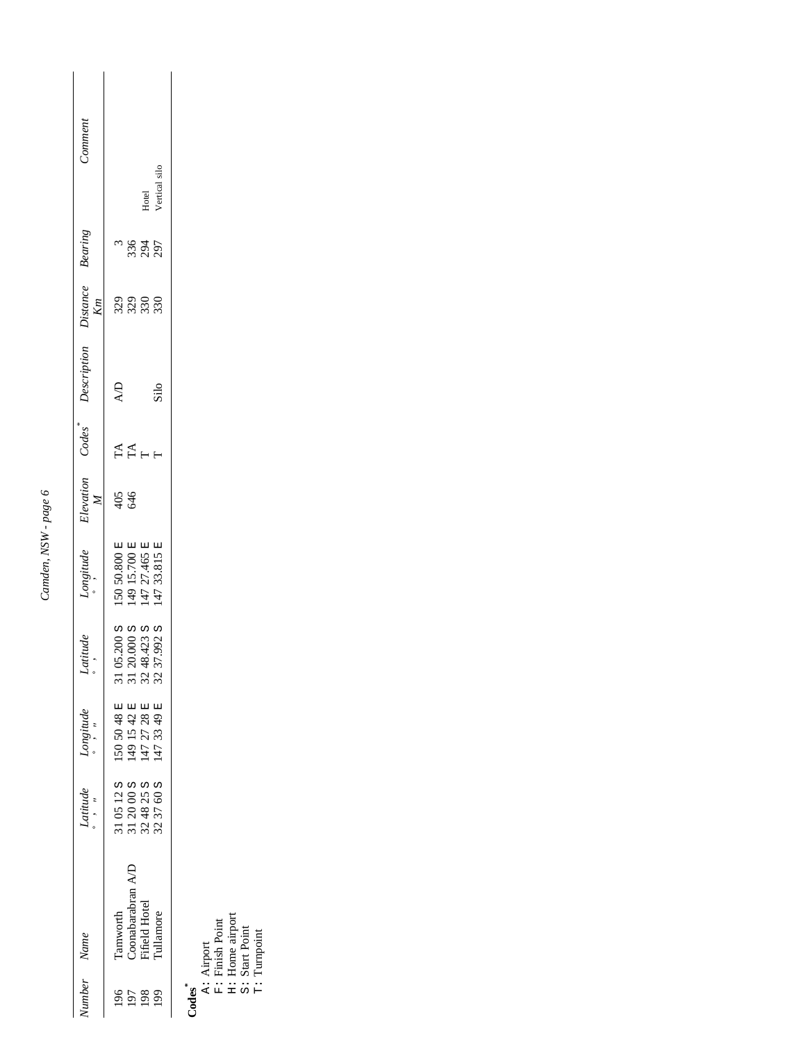| Number | Name | Latitude ° ' " | Longitude ° ' " | Latitude ° ' | Longitude ° ' | Elevation M | Codes* | Description | Distance Km | Bearing | Comment |
|---|---|---|---|---|---|---|---|---|---|---|---|
| 196 | Tamworth | 31 05 12 S | 150 50 48 E | 31 05.200 S | 150 50.800 E | 405 | TA | A/D | 329 | 3 | |
| 197 | Coonabarabran A/D | 31 20 00 S | 149 15 42 E | 31 20.000 S | 149 15.700 E | 646 | TA | | 329 | 336 | |
| 198 | Fifield Hotel | 32 48 25 S | 147 27 28 E | 32 48.423 S | 147 27.465 E | | T | | 330 | 294 | Hotel |
| 199 | Tullamore | 32 37 60 S | 147 33 49 E | 32 37.992 S | 147 33.815 E | | T | Silo | 330 | 297 | Vertical silo |

**Codes***

- A: Airport
- F: Finish Point
- H: Home airport
- S: Start Point
- T: Turnpoint